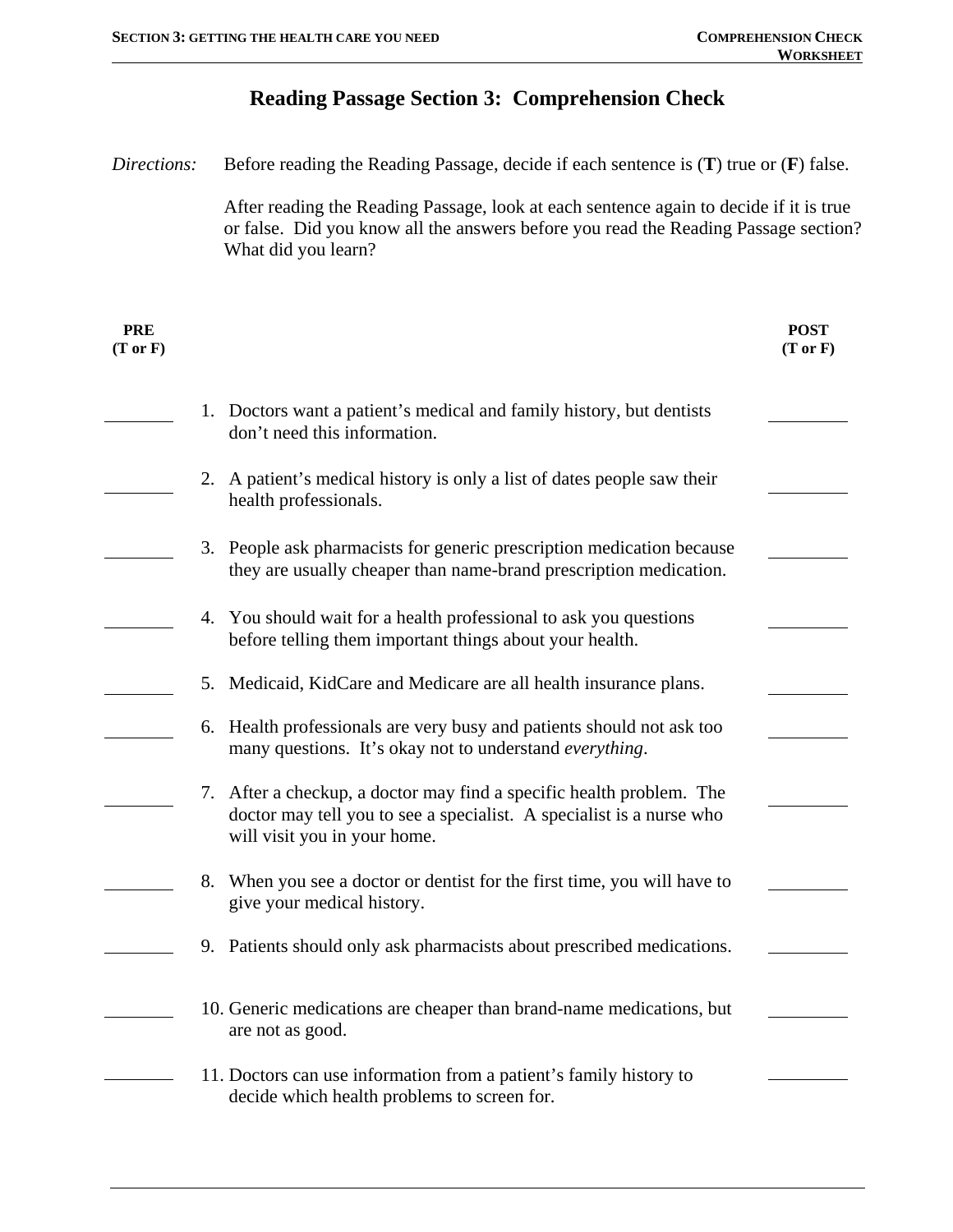# Reading Passage Section 3: Comprehension Check

*Directions:* Before reading the Reading Passage, decide if each sentence is (**T**) true or (**F**) false.

After reading the Reading Passage, look at each sentence again to decide if it is true or false. Did you know all the answers before you read the Reading Passage section? What did you learn?

| PRE (T or F) | | POST (T or F) |
|---|---|---|
| ______ | 1. Doctors want a patient's medical and family history, but dentists don't need this information. | ______ |
| ______ | 2. A patient's medical history is only a list of dates people saw their health professionals. | ______ |
| ______ | 3. People ask pharmacists for generic prescription medication because they are usually cheaper than name-brand prescription medication. | ______ |
| ______ | 4. You should wait for a health professional to ask you questions before telling them important things about your health. | ______ |
| ______ | 5. Medicaid, KidCare and Medicare are all health insurance plans. | ______ |
| ______ | 6. Health professionals are very busy and patients should not ask too many questions. It's okay not to understand *everything*. | ______ |
| ______ | 7. After a checkup, a doctor may find a specific health problem. The doctor may tell you to see a specialist. A specialist is a nurse who will visit you in your home. | ______ |
| ______ | 8. When you see a doctor or dentist for the first time, you will have to give your medical history. | ______ |
| ______ | 9. Patients should only ask pharmacists about prescribed medications. | ______ |
| ______ | 10. Generic medications are cheaper than brand-name medications, but are not as good. | ______ |
| ______ | 11. Doctors can use information from a patient's family history to decide which health problems to screen for. | ______ |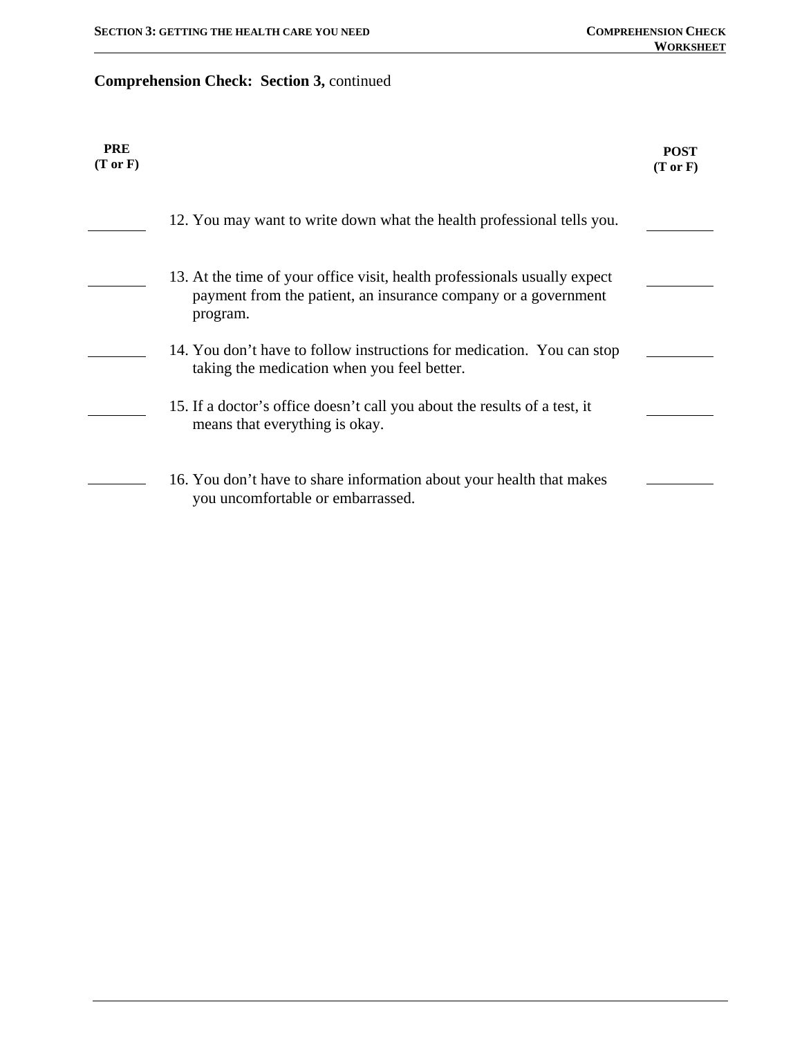**Comprehension Check: Section 3,** continued

| PRE (T or F) | | POST (T or F) |
|---|---|---|
| ______ | 12. You may want to write down what the health professional tells you. | ______ |
| ______ | 13. At the time of your office visit, health professionals usually expect payment from the patient, an insurance company or a government program. | ______ |
| ______ | 14. You don't have to follow instructions for medication. You can stop taking the medication when you feel better. | ______ |
| ______ | 15. If a doctor's office doesn't call you about the results of a test, it means that everything is okay. | ______ |
| ______ | 16. You don't have to share information about your health that makes you uncomfortable or embarrassed. | ______ |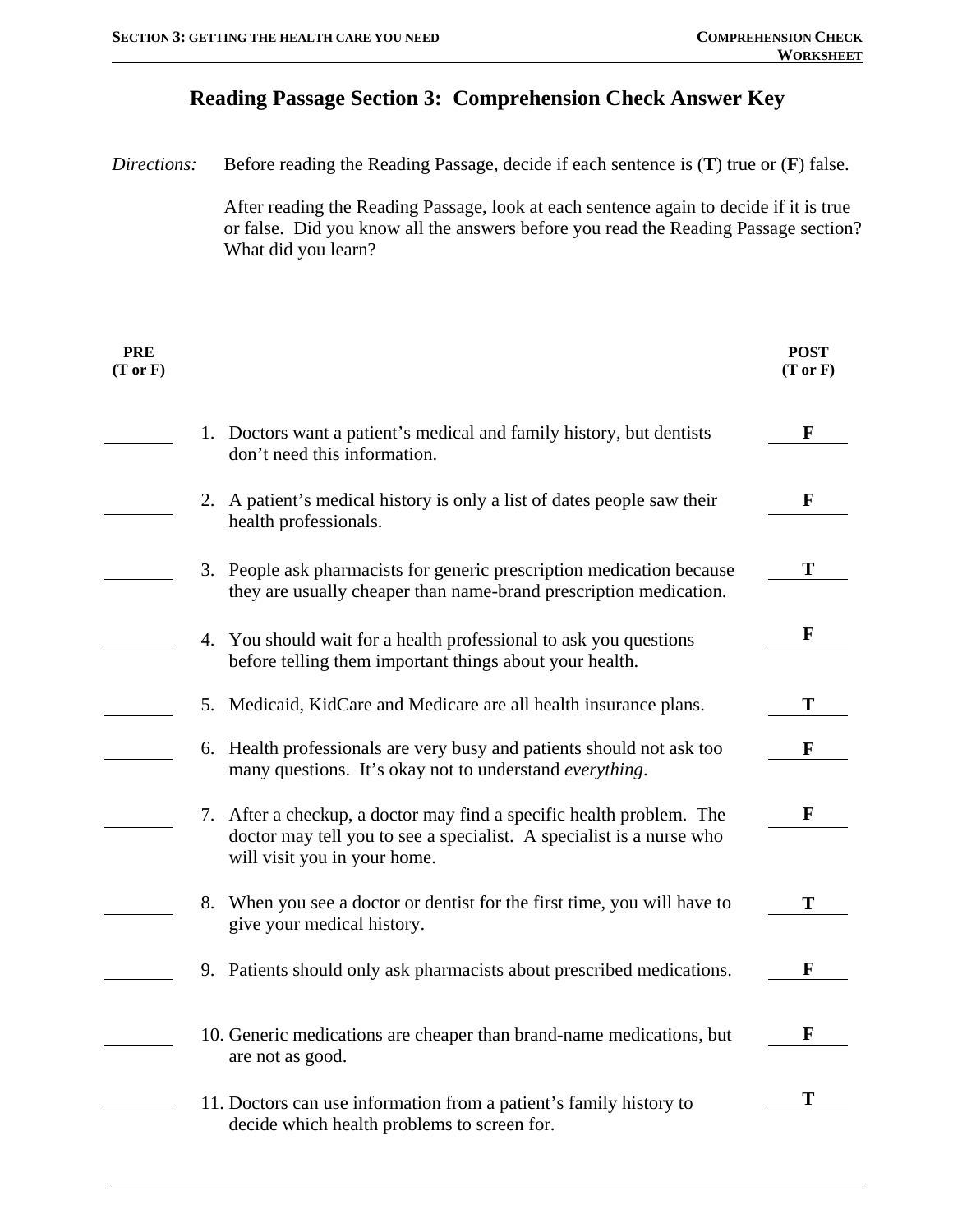# Reading Passage Section 3: Comprehension Check Answer Key

*Directions:* Before reading the Reading Passage, decide if each sentence is (**T**) true or (**F**) false.

After reading the Reading Passage, look at each sentence again to decide if it is true or false. Did you know all the answers before you read the Reading Passage section? What did you learn?

| PRE (T or F) | | POST (T or F) |
|---|---|---|
| ______ | 1. Doctors want a patient's medical and family history, but dentists don't need this information. | **F** |
| ______ | 2. A patient's medical history is only a list of dates people saw their health professionals. | **F** |
| ______ | 3. People ask pharmacists for generic prescription medication because they are usually cheaper than name-brand prescription medication. | **T** |
| ______ | 4. You should wait for a health professional to ask you questions before telling them important things about your health. | **F** |
| ______ | 5. Medicaid, KidCare and Medicare are all health insurance plans. | **T** |
| ______ | 6. Health professionals are very busy and patients should not ask too many questions. It's okay not to understand *everything*. | **F** |
| ______ | 7. After a checkup, a doctor may find a specific health problem. The doctor may tell you to see a specialist. A specialist is a nurse who will visit you in your home. | **F** |
| ______ | 8. When you see a doctor or dentist for the first time, you will have to give your medical history. | **T** |
| ______ | 9. Patients should only ask pharmacists about prescribed medications. | **F** |
| ______ | 10. Generic medications are cheaper than brand-name medications, but are not as good. | **F** |
| ______ | 11. Doctors can use information from a patient's family history to decide which health problems to screen for. | **T** |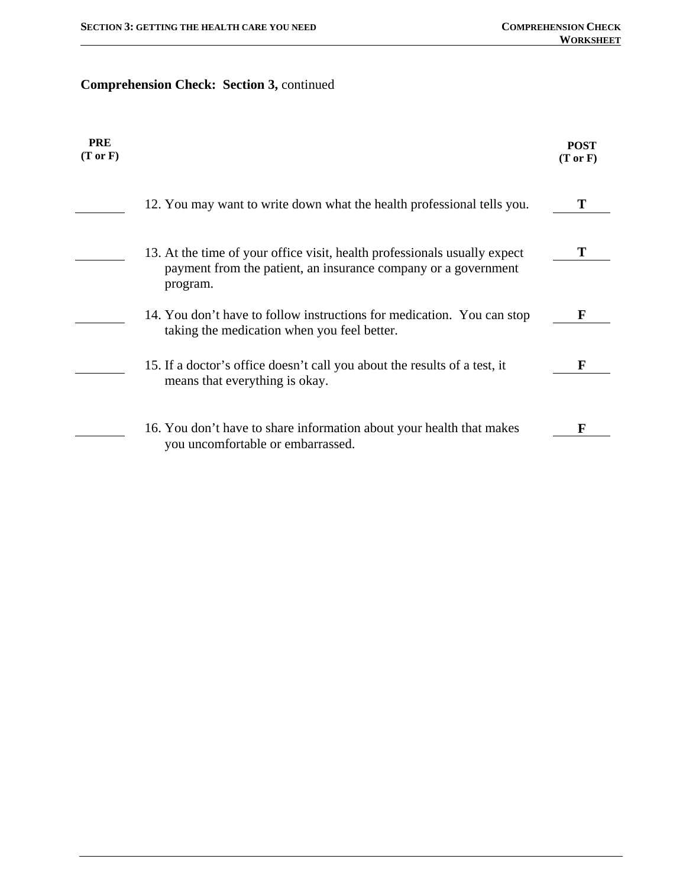**Comprehension Check: Section 3,** continued

| PRE (T or F) | | POST (T or F) |
|---|---|---|
| | 12. You may want to write down what the health professional tells you. | **T** |
| | 13. At the time of your office visit, health professionals usually expect payment from the patient, an insurance company or a government program. | **T** |
| | 14. You don't have to follow instructions for medication. You can stop taking the medication when you feel better. | **F** |
| | 15. If a doctor's office doesn't call you about the results of a test, it means that everything is okay. | **F** |
| | 16. You don't have to share information about your health that makes you uncomfortable or embarrassed. | **F** |